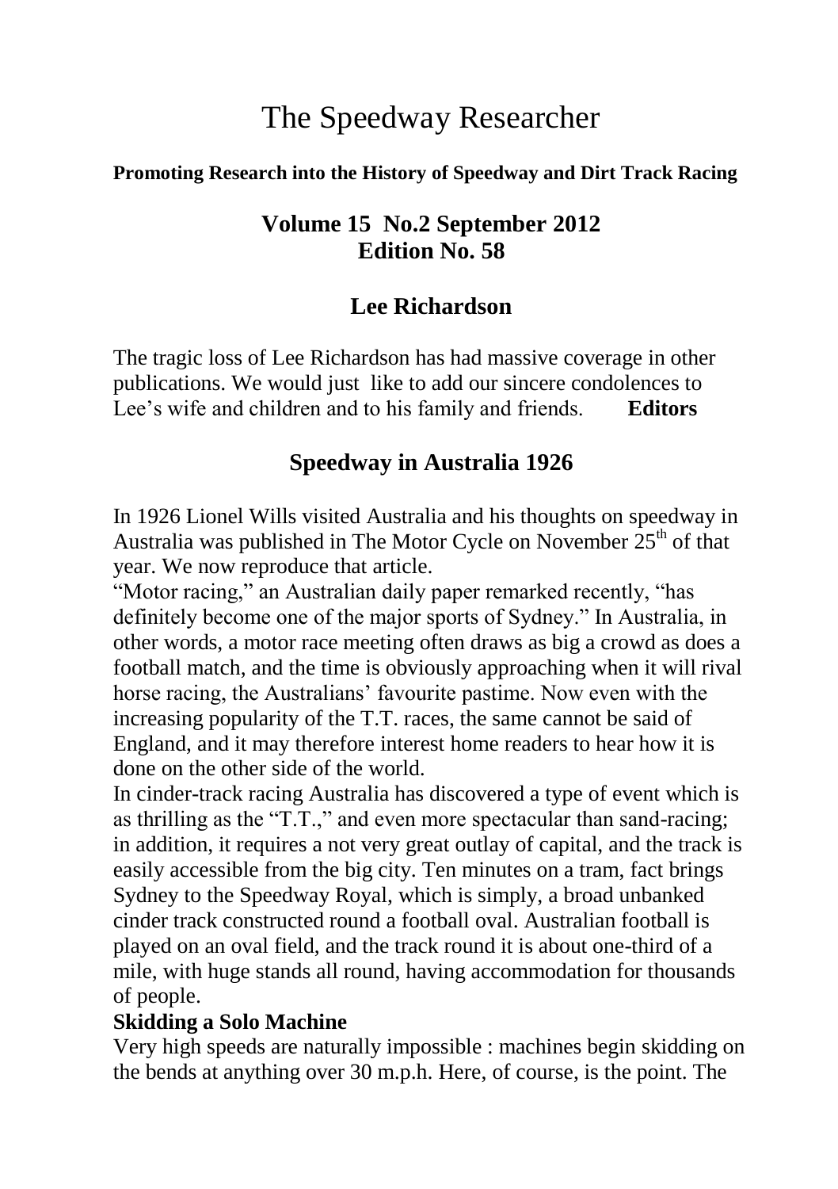# The Speedway Researcher

**Promoting Research into the History of Speedway and Dirt Track Racing**

## Volume 15 No.2 September 2012
## Edition No. 58

## Lee Richardson

The tragic loss of Lee Richardson has had massive coverage in other publications. We would just like to add our sincere condolences to Lee's wife and children and to his family and friends. **Editors**

## Speedway in Australia 1926

In 1926 Lionel Wills visited Australia and his thoughts on speedway in Australia was published in The Motor Cycle on November 25th of that year. We now reproduce that article.

"Motor racing," an Australian daily paper remarked recently, "has definitely become one of the major sports of Sydney." In Australia, in other words, a motor race meeting often draws as big a crowd as does a football match, and the time is obviously approaching when it will rival horse racing, the Australians' favourite pastime. Now even with the increasing popularity of the T.T. races, the same cannot be said of England, and it may therefore interest home readers to hear how it is done on the other side of the world.

In cinder-track racing Australia has discovered a type of event which is as thrilling as the "T.T.," and even more spectacular than sand-racing; in addition, it requires a not very great outlay of capital, and the track is easily accessible from the big city. Ten minutes on a tram, fact brings Sydney to the Speedway Royal, which is simply, a broad unbanked cinder track constructed round a football oval. Australian football is played on an oval field, and the track round it is about one-third of a mile, with huge stands all round, having accommodation for thousands of people.

**Skidding a Solo Machine**

Very high speeds are naturally impossible : machines begin skidding on the bends at anything over 30 m.p.h. Here, of course, is the point. The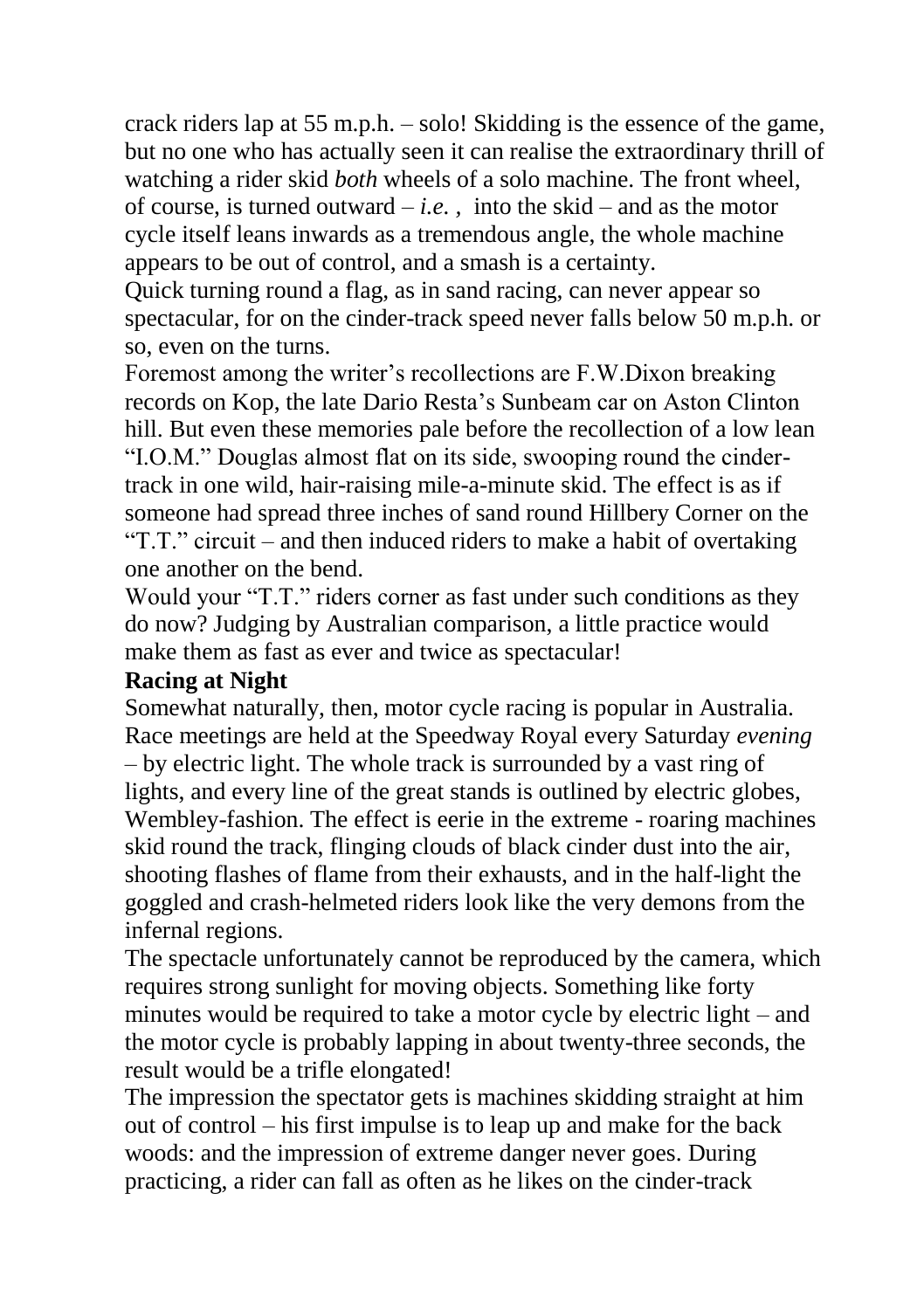crack riders lap at 55 m.p.h. – solo! Skidding is the essence of the game, but no one who has actually seen it can realise the extraordinary thrill of watching a rider skid *both* wheels of a solo machine. The front wheel, of course, is turned outward – *i.e.* , into the skid – and as the motor cycle itself leans inwards as a tremendous angle, the whole machine appears to be out of control, and a smash is a certainty.

Quick turning round a flag, as in sand racing, can never appear so spectacular, for on the cinder-track speed never falls below 50 m.p.h. or so, even on the turns.

Foremost among the writer's recollections are F.W.Dixon breaking records on Kop, the late Dario Resta's Sunbeam car on Aston Clinton hill. But even these memories pale before the recollection of a low lean "I.O.M." Douglas almost flat on its side, swooping round the cinder-track in one wild, hair-raising mile-a-minute skid. The effect is as if someone had spread three inches of sand round Hillbery Corner on the "T.T." circuit – and then induced riders to make a habit of overtaking one another on the bend.

Would your "T.T." riders corner as fast under such conditions as they do now? Judging by Australian comparison, a little practice would make them as fast as ever and twice as spectacular!

**Racing at Night**

Somewhat naturally, then, motor cycle racing is popular in Australia. Race meetings are held at the Speedway Royal every Saturday *evening* – by electric light. The whole track is surrounded by a vast ring of lights, and every line of the great stands is outlined by electric globes, Wembley-fashion. The effect is eerie in the extreme - roaring machines skid round the track, flinging clouds of black cinder dust into the air, shooting flashes of flame from their exhausts, and in the half-light the goggled and crash-helmeted riders look like the very demons from the infernal regions.

The spectacle unfortunately cannot be reproduced by the camera, which requires strong sunlight for moving objects. Something like forty minutes would be required to take a motor cycle by electric light – and the motor cycle is probably lapping in about twenty-three seconds, the result would be a trifle elongated!

The impression the spectator gets is machines skidding straight at him out of control – his first impulse is to leap up and make for the back woods: and the impression of extreme danger never goes. During practicing, a rider can fall as often as he likes on the cinder-track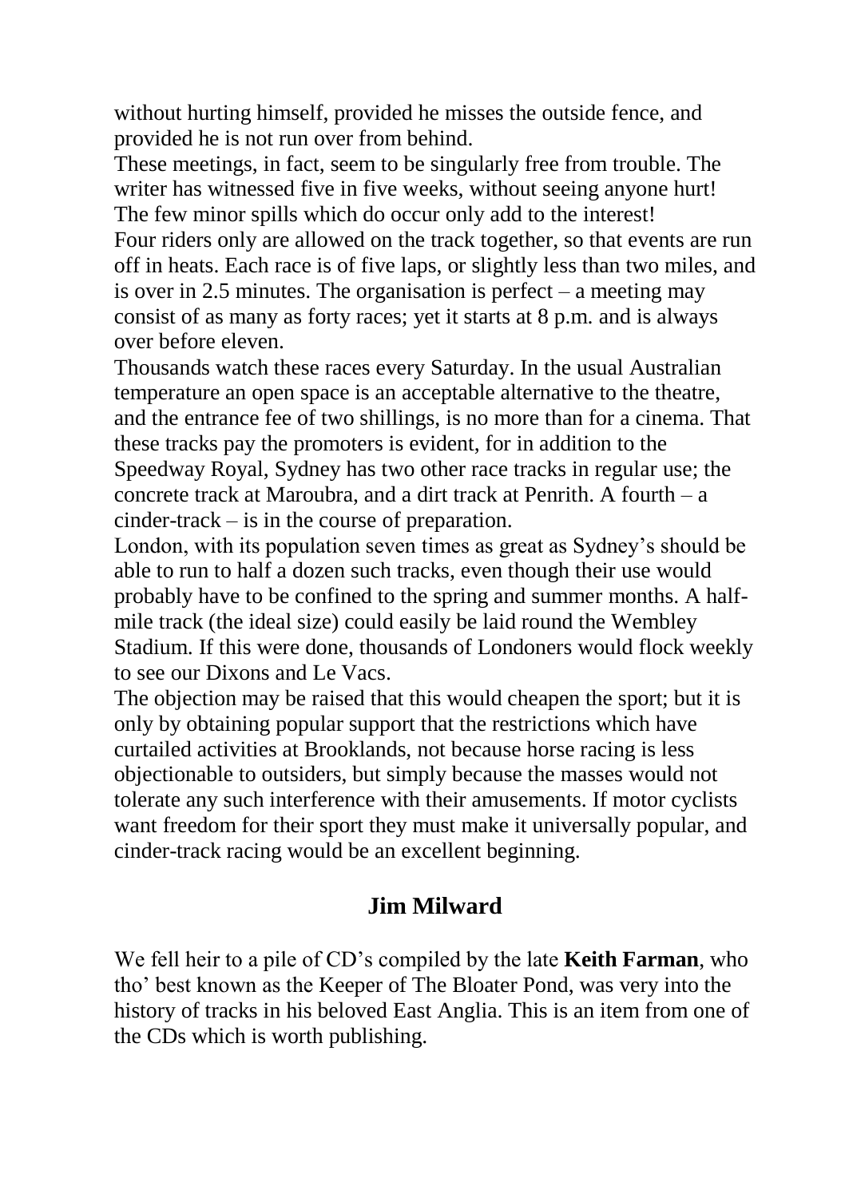without hurting himself, provided he misses the outside fence, and provided he is not run over from behind.

These meetings, in fact, seem to be singularly free from trouble. The writer has witnessed five in five weeks, without seeing anyone hurt! The few minor spills which do occur only add to the interest!

Four riders only are allowed on the track together, so that events are run off in heats. Each race is of five laps, or slightly less than two miles, and is over in 2.5 minutes. The organisation is perfect – a meeting may consist of as many as forty races; yet it starts at 8 p.m. and is always over before eleven.

Thousands watch these races every Saturday. In the usual Australian temperature an open space is an acceptable alternative to the theatre, and the entrance fee of two shillings, is no more than for a cinema. That these tracks pay the promoters is evident, for in addition to the Speedway Royal, Sydney has two other race tracks in regular use; the concrete track at Maroubra, and a dirt track at Penrith. A fourth – a cinder-track – is in the course of preparation.

London, with its population seven times as great as Sydney's should be able to run to half a dozen such tracks, even though their use would probably have to be confined to the spring and summer months. A half-mile track (the ideal size) could easily be laid round the Wembley Stadium. If this were done, thousands of Londoners would flock weekly to see our Dixons and Le Vacs.

The objection may be raised that this would cheapen the sport; but it is only by obtaining popular support that the restrictions which have curtailed activities at Brooklands, not because horse racing is less objectionable to outsiders, but simply because the masses would not tolerate any such interference with their amusements. If motor cyclists want freedom for their sport they must make it universally popular, and cinder-track racing would be an excellent beginning.

## Jim Milward

We fell heir to a pile of CD's compiled by the late **Keith Farman**, who tho' best known as the Keeper of The Bloater Pond, was very into the history of tracks in his beloved East Anglia. This is an item from one of the CDs which is worth publishing.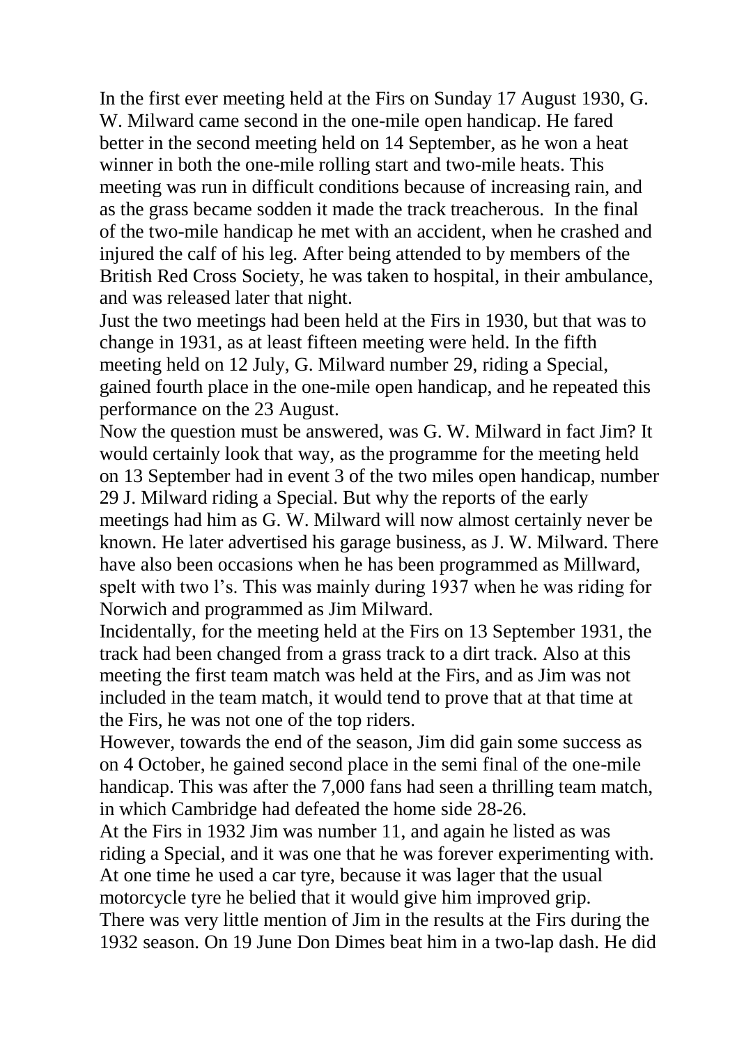In the first ever meeting held at the Firs on Sunday 17 August 1930, G. W. Milward came second in the one-mile open handicap. He fared better in the second meeting held on 14 September, as he won a heat winner in both the one-mile rolling start and two-mile heats. This meeting was run in difficult conditions because of increasing rain, and as the grass became sodden it made the track treacherous. In the final of the two-mile handicap he met with an accident, when he crashed and injured the calf of his leg. After being attended to by members of the British Red Cross Society, he was taken to hospital, in their ambulance, and was released later that night.

Just the two meetings had been held at the Firs in 1930, but that was to change in 1931, as at least fifteen meeting were held. In the fifth meeting held on 12 July, G. Milward number 29, riding a Special, gained fourth place in the one-mile open handicap, and he repeated this performance on the 23 August.

Now the question must be answered, was G. W. Milward in fact Jim? It would certainly look that way, as the programme for the meeting held on 13 September had in event 3 of the two miles open handicap, number 29 J. Milward riding a Special. But why the reports of the early meetings had him as G. W. Milward will now almost certainly never be known. He later advertised his garage business, as J. W. Milward. There have also been occasions when he has been programmed as Millward, spelt with two l's. This was mainly during 1937 when he was riding for Norwich and programmed as Jim Milward.

Incidentally, for the meeting held at the Firs on 13 September 1931, the track had been changed from a grass track to a dirt track. Also at this meeting the first team match was held at the Firs, and as Jim was not included in the team match, it would tend to prove that at that time at the Firs, he was not one of the top riders.

However, towards the end of the season, Jim did gain some success as on 4 October, he gained second place in the semi final of the one-mile handicap. This was after the 7,000 fans had seen a thrilling team match, in which Cambridge had defeated the home side 28-26.

At the Firs in 1932 Jim was number 11, and again he listed as was riding a Special, and it was one that he was forever experimenting with. At one time he used a car tyre, because it was lager that the usual motorcycle tyre he belied that it would give him improved grip.

There was very little mention of Jim in the results at the Firs during the 1932 season. On 19 June Don Dimes beat him in a two-lap dash. He did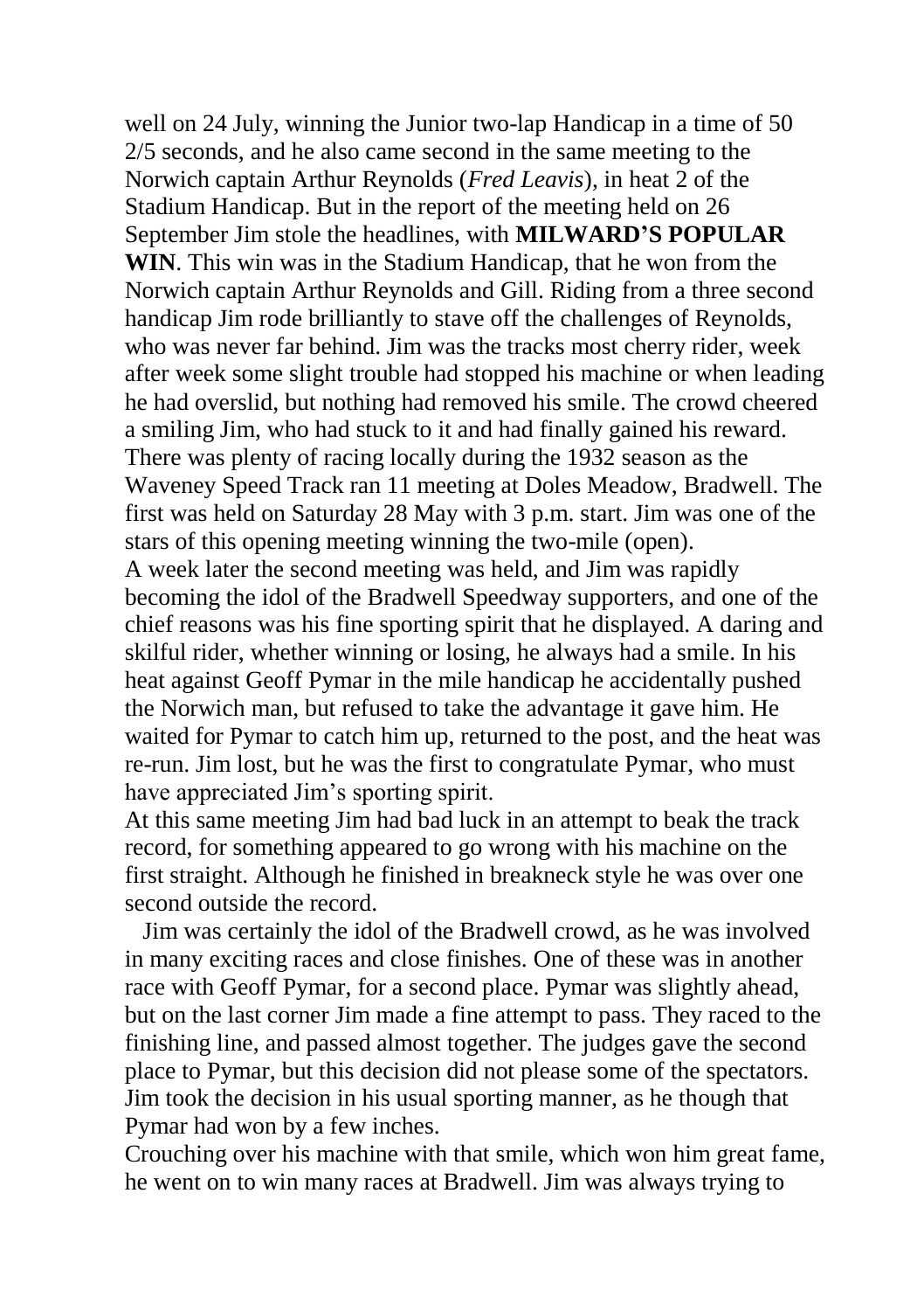well on 24 July, winning the Junior two-lap Handicap in a time of 50 2/5 seconds, and he also came second in the same meeting to the Norwich captain Arthur Reynolds (*Fred Leavis*), in heat 2 of the Stadium Handicap. But in the report of the meeting held on 26 September Jim stole the headlines, with **MILWARD'S POPULAR WIN**. This win was in the Stadium Handicap, that he won from the Norwich captain Arthur Reynolds and Gill. Riding from a three second handicap Jim rode brilliantly to stave off the challenges of Reynolds, who was never far behind. Jim was the tracks most cherry rider, week after week some slight trouble had stopped his machine or when leading he had overslid, but nothing had removed his smile. The crowd cheered a smiling Jim, who had stuck to it and had finally gained his reward. There was plenty of racing locally during the 1932 season as the Waveney Speed Track ran 11 meeting at Doles Meadow, Bradwell. The first was held on Saturday 28 May with 3 p.m. start. Jim was one of the stars of this opening meeting winning the two-mile (open).

A week later the second meeting was held, and Jim was rapidly becoming the idol of the Bradwell Speedway supporters, and one of the chief reasons was his fine sporting spirit that he displayed. A daring and skilful rider, whether winning or losing, he always had a smile. In his heat against Geoff Pymar in the mile handicap he accidentally pushed the Norwich man, but refused to take the advantage it gave him. He waited for Pymar to catch him up, returned to the post, and the heat was re-run. Jim lost, but he was the first to congratulate Pymar, who must have appreciated Jim's sporting spirit.

At this same meeting Jim had bad luck in an attempt to beak the track record, for something appeared to go wrong with his machine on the first straight. Although he finished in breakneck style he was over one second outside the record.

Jim was certainly the idol of the Bradwell crowd, as he was involved in many exciting races and close finishes. One of these was in another race with Geoff Pymar, for a second place. Pymar was slightly ahead, but on the last corner Jim made a fine attempt to pass. They raced to the finishing line, and passed almost together. The judges gave the second place to Pymar, but this decision did not please some of the spectators. Jim took the decision in his usual sporting manner, as he though that Pymar had won by a few inches.

Crouching over his machine with that smile, which won him great fame, he went on to win many races at Bradwell. Jim was always trying to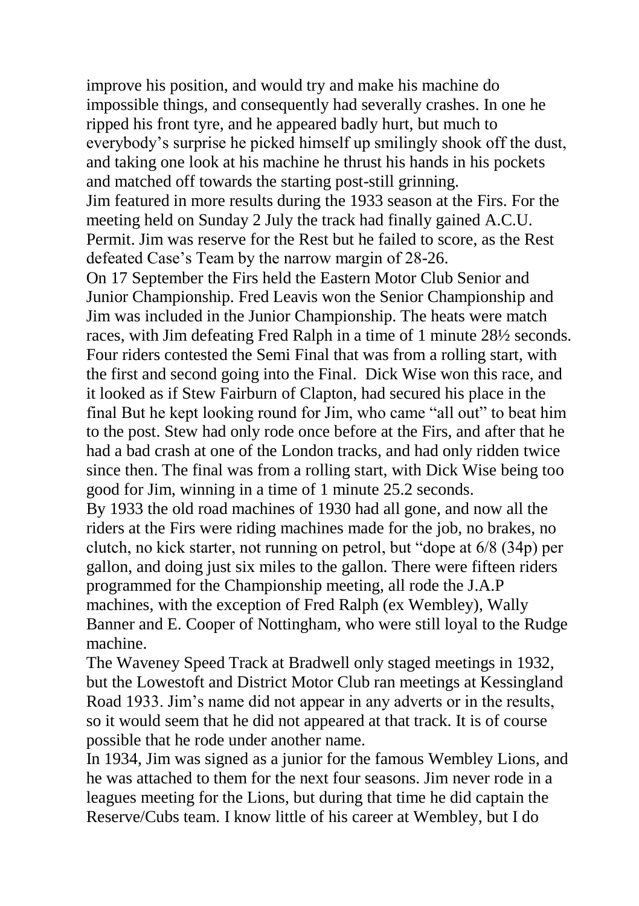improve his position, and would try and make his machine do impossible things, and consequently had severally crashes. In one he ripped his front tyre, and he appeared badly hurt, but much to everybody's surprise he picked himself up smilingly shook off the dust, and taking one look at his machine he thrust his hands in his pockets and matched off towards the starting post-still grinning.

Jim featured in more results during the 1933 season at the Firs. For the meeting held on Sunday 2 July the track had finally gained A.C.U. Permit. Jim was reserve for the Rest but he failed to score, as the Rest defeated Case's Team by the narrow margin of 28-26.

On 17 September the Firs held the Eastern Motor Club Senior and Junior Championship. Fred Leavis won the Senior Championship and Jim was included in the Junior Championship. The heats were match races, with Jim defeating Fred Ralph in a time of 1 minute 28½ seconds. Four riders contested the Semi Final that was from a rolling start, with the first and second going into the Final. Dick Wise won this race, and it looked as if Stew Fairburn of Clapton, had secured his place in the final But he kept looking round for Jim, who came "all out" to beat him to the post. Stew had only rode once before at the Firs, and after that he had a bad crash at one of the London tracks, and had only ridden twice since then. The final was from a rolling start, with Dick Wise being too good for Jim, winning in a time of 1 minute 25.2 seconds.

By 1933 the old road machines of 1930 had all gone, and now all the riders at the Firs were riding machines made for the job, no brakes, no clutch, no kick starter, not running on petrol, but "dope at 6/8 (34p) per gallon, and doing just six miles to the gallon. There were fifteen riders programmed for the Championship meeting, all rode the J.A.P machines, with the exception of Fred Ralph (ex Wembley), Wally Banner and E. Cooper of Nottingham, who were still loyal to the Rudge machine.

The Waveney Speed Track at Bradwell only staged meetings in 1932, but the Lowestoft and District Motor Club ran meetings at Kessingland Road 1933. Jim's name did not appear in any adverts or in the results, so it would seem that he did not appeared at that track. It is of course possible that he rode under another name.

In 1934, Jim was signed as a junior for the famous Wembley Lions, and he was attached to them for the next four seasons. Jim never rode in a leagues meeting for the Lions, but during that time he did captain the Reserve/Cubs team. I know little of his career at Wembley, but I do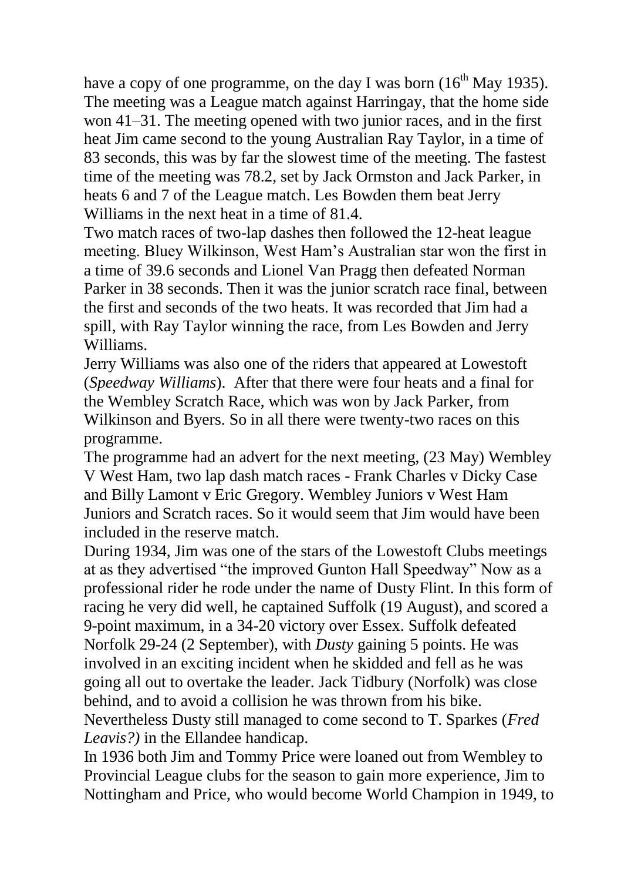have a copy of one programme, on the day I was born (16th May 1935). The meeting was a League match against Harringay, that the home side won 41–31. The meeting opened with two junior races, and in the first heat Jim came second to the young Australian Ray Taylor, in a time of 83 seconds, this was by far the slowest time of the meeting. The fastest time of the meeting was 78.2, set by Jack Ormston and Jack Parker, in heats 6 and 7 of the League match. Les Bowden them beat Jerry Williams in the next heat in a time of 81.4.

Two match races of two-lap dashes then followed the 12-heat league meeting. Bluey Wilkinson, West Ham's Australian star won the first in a time of 39.6 seconds and Lionel Van Pragg then defeated Norman Parker in 38 seconds. Then it was the junior scratch race final, between the first and seconds of the two heats. It was recorded that Jim had a spill, with Ray Taylor winning the race, from Les Bowden and Jerry Williams.

Jerry Williams was also one of the riders that appeared at Lowestoft (*Speedway Williams*). After that there were four heats and a final for the Wembley Scratch Race, which was won by Jack Parker, from Wilkinson and Byers. So in all there were twenty-two races on this programme.

The programme had an advert for the next meeting, (23 May) Wembley V West Ham, two lap dash match races - Frank Charles v Dicky Case and Billy Lamont v Eric Gregory. Wembley Juniors v West Ham Juniors and Scratch races. So it would seem that Jim would have been included in the reserve match.

During 1934, Jim was one of the stars of the Lowestoft Clubs meetings at as they advertised "the improved Gunton Hall Speedway" Now as a professional rider he rode under the name of Dusty Flint. In this form of racing he very did well, he captained Suffolk (19 August), and scored a 9-point maximum, in a 34-20 victory over Essex. Suffolk defeated Norfolk 29-24 (2 September), with *Dusty* gaining 5 points. He was involved in an exciting incident when he skidded and fell as he was going all out to overtake the leader. Jack Tidbury (Norfolk) was close behind, and to avoid a collision he was thrown from his bike. Nevertheless Dusty still managed to come second to T. Sparkes (*Fred Leavis?)* in the Ellandee handicap.

In 1936 both Jim and Tommy Price were loaned out from Wembley to Provincial League clubs for the season to gain more experience, Jim to Nottingham and Price, who would become World Champion in 1949, to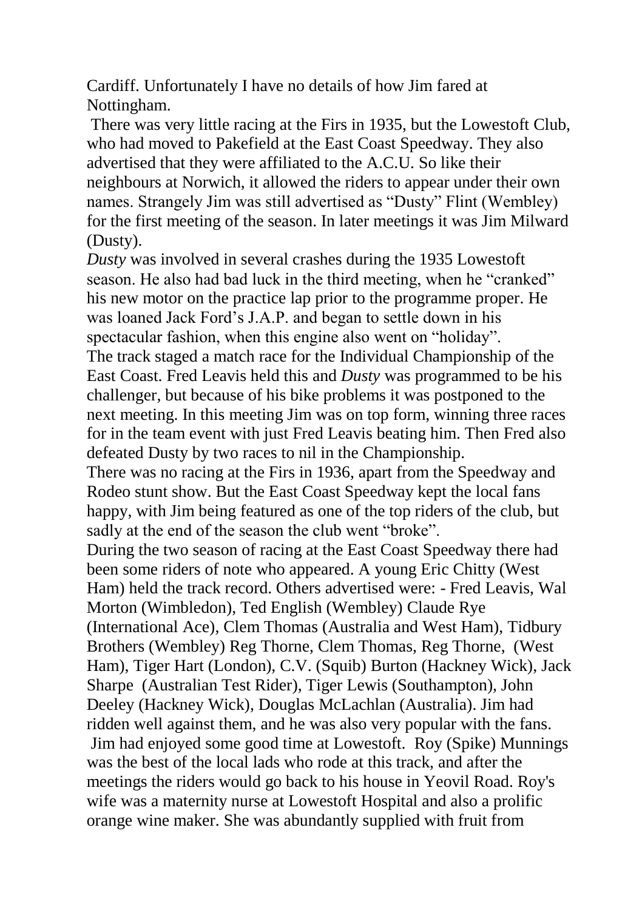Cardiff. Unfortunately I have no details of how Jim fared at Nottingham.

There was very little racing at the Firs in 1935, but the Lowestoft Club, who had moved to Pakefield at the East Coast Speedway. They also advertised that they were affiliated to the A.C.U. So like their neighbours at Norwich, it allowed the riders to appear under their own names. Strangely Jim was still advertised as "Dusty" Flint (Wembley) for the first meeting of the season. In later meetings it was Jim Milward (Dusty).

*Dusty* was involved in several crashes during the 1935 Lowestoft season. He also had bad luck in the third meeting, when he "cranked" his new motor on the practice lap prior to the programme proper. He was loaned Jack Ford's J.A.P. and began to settle down in his spectacular fashion, when this engine also went on "holiday".

The track staged a match race for the Individual Championship of the East Coast. Fred Leavis held this and *Dusty* was programmed to be his challenger, but because of his bike problems it was postponed to the next meeting. In this meeting Jim was on top form, winning three races for in the team event with just Fred Leavis beating him. Then Fred also defeated Dusty by two races to nil in the Championship.

There was no racing at the Firs in 1936, apart from the Speedway and Rodeo stunt show. But the East Coast Speedway kept the local fans happy, with Jim being featured as one of the top riders of the club, but sadly at the end of the season the club went "broke".

During the two season of racing at the East Coast Speedway there had been some riders of note who appeared. A young Eric Chitty (West Ham) held the track record. Others advertised were: - Fred Leavis, Wal Morton (Wimbledon), Ted English (Wembley) Claude Rye (International Ace), Clem Thomas (Australia and West Ham), Tidbury Brothers (Wembley) Reg Thorne, Clem Thomas, Reg Thorne, (West Ham), Tiger Hart (London), C.V. (Squib) Burton (Hackney Wick), Jack Sharpe (Australian Test Rider), Tiger Lewis (Southampton), John Deeley (Hackney Wick), Douglas McLachlan (Australia). Jim had ridden well against them, and he was also very popular with the fans.

Jim had enjoyed some good time at Lowestoft. Roy (Spike) Munnings was the best of the local lads who rode at this track, and after the meetings the riders would go back to his house in Yeovil Road. Roy's wife was a maternity nurse at Lowestoft Hospital and also a prolific orange wine maker. She was abundantly supplied with fruit from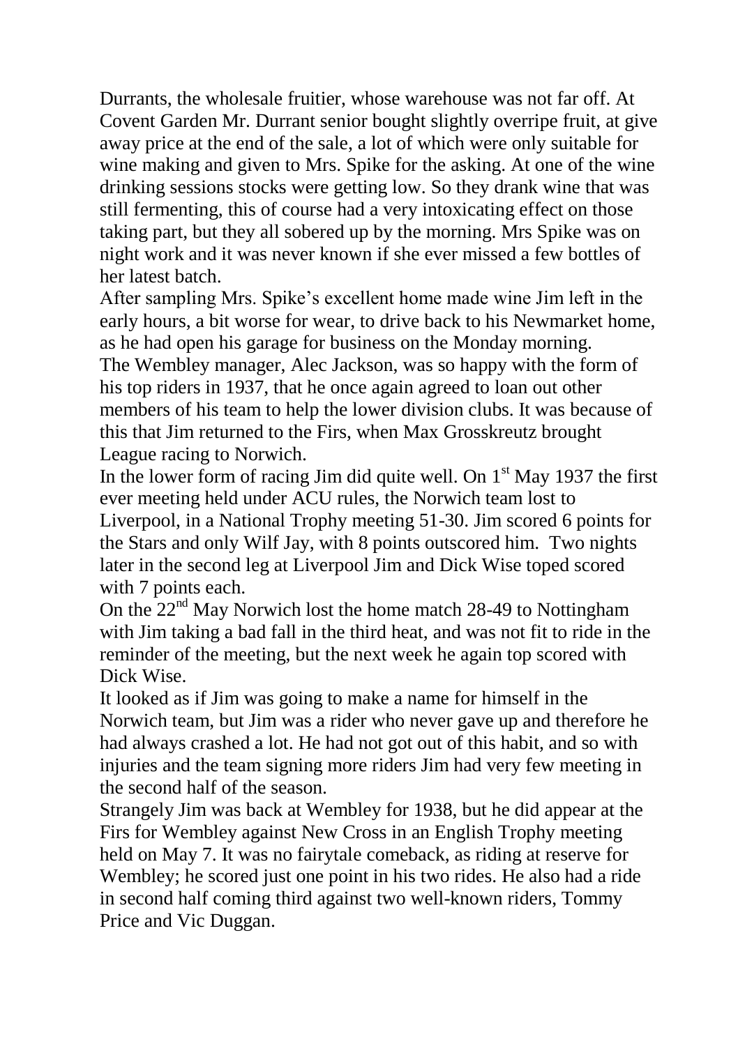Durrants, the wholesale fruitier, whose warehouse was not far off. At Covent Garden Mr. Durrant senior bought slightly overripe fruit, at give away price at the end of the sale, a lot of which were only suitable for wine making and given to Mrs. Spike for the asking. At one of the wine drinking sessions stocks were getting low. So they drank wine that was still fermenting, this of course had a very intoxicating effect on those taking part, but they all sobered up by the morning. Mrs Spike was on night work and it was never known if she ever missed a few bottles of her latest batch.

After sampling Mrs. Spike's excellent home made wine Jim left in the early hours, a bit worse for wear, to drive back to his Newmarket home, as he had open his garage for business on the Monday morning.

The Wembley manager, Alec Jackson, was so happy with the form of his top riders in 1937, that he once again agreed to loan out other members of his team to help the lower division clubs. It was because of this that Jim returned to the Firs, when Max Grosskreutz brought League racing to Norwich.

In the lower form of racing Jim did quite well. On 1st May 1937 the first ever meeting held under ACU rules, the Norwich team lost to Liverpool, in a National Trophy meeting 51-30. Jim scored 6 points for the Stars and only Wilf Jay, with 8 points outscored him. Two nights later in the second leg at Liverpool Jim and Dick Wise toped scored with 7 points each.

On the 22nd May Norwich lost the home match 28-49 to Nottingham with Jim taking a bad fall in the third heat, and was not fit to ride in the reminder of the meeting, but the next week he again top scored with Dick Wise.

It looked as if Jim was going to make a name for himself in the Norwich team, but Jim was a rider who never gave up and therefore he had always crashed a lot. He had not got out of this habit, and so with injuries and the team signing more riders Jim had very few meeting in the second half of the season.

Strangely Jim was back at Wembley for 1938, but he did appear at the Firs for Wembley against New Cross in an English Trophy meeting held on May 7. It was no fairytale comeback, as riding at reserve for Wembley; he scored just one point in his two rides. He also had a ride in second half coming third against two well-known riders, Tommy Price and Vic Duggan.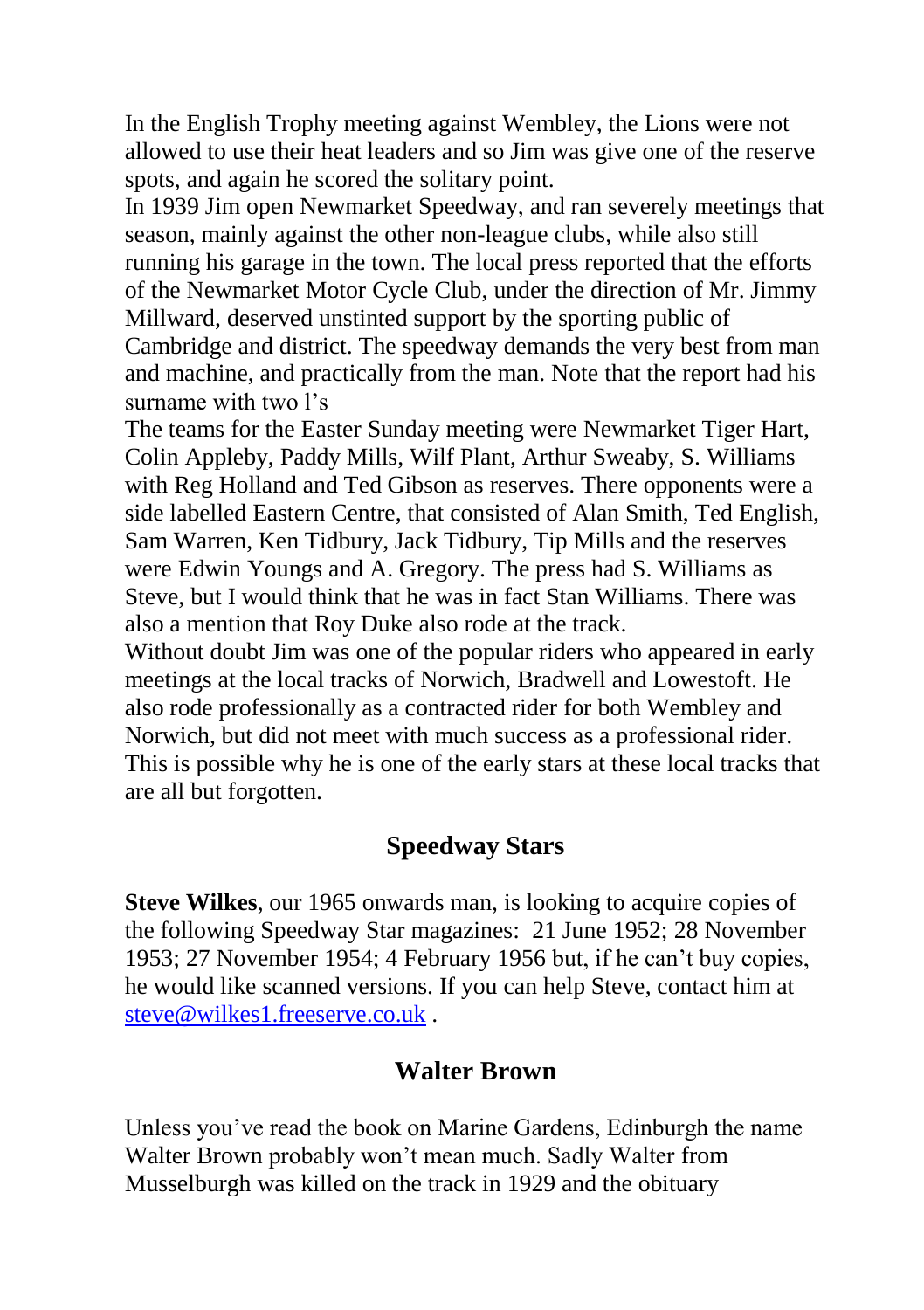In the English Trophy meeting against Wembley, the Lions were not allowed to use their heat leaders and so Jim was give one of the reserve spots, and again he scored the solitary point.

In 1939 Jim open Newmarket Speedway, and ran severely meetings that season, mainly against the other non-league clubs, while also still running his garage in the town. The local press reported that the efforts of the Newmarket Motor Cycle Club, under the direction of Mr. Jimmy Millward, deserved unstinted support by the sporting public of Cambridge and district. The speedway demands the very best from man and machine, and practically from the man. Note that the report had his surname with two l's

The teams for the Easter Sunday meeting were Newmarket Tiger Hart, Colin Appleby, Paddy Mills, Wilf Plant, Arthur Sweaby, S. Williams with Reg Holland and Ted Gibson as reserves. There opponents were a side labelled Eastern Centre, that consisted of Alan Smith, Ted English, Sam Warren, Ken Tidbury, Jack Tidbury, Tip Mills and the reserves were Edwin Youngs and A. Gregory. The press had S. Williams as Steve, but I would think that he was in fact Stan Williams. There was also a mention that Roy Duke also rode at the track.

Without doubt Jim was one of the popular riders who appeared in early meetings at the local tracks of Norwich, Bradwell and Lowestoft. He also rode professionally as a contracted rider for both Wembley and Norwich, but did not meet with much success as a professional rider. This is possible why he is one of the early stars at these local tracks that are all but forgotten.

## Speedway Stars

**Steve Wilkes**, our 1965 onwards man, is looking to acquire copies of the following Speedway Star magazines: 21 June 1952; 28 November 1953; 27 November 1954; 4 February 1956 but, if he can't buy copies, he would like scanned versions. If you can help Steve, contact him at steve@wilkes1.freeserve.co.uk .

## Walter Brown

Unless you've read the book on Marine Gardens, Edinburgh the name Walter Brown probably won't mean much. Sadly Walter from Musselburgh was killed on the track in 1929 and the obituary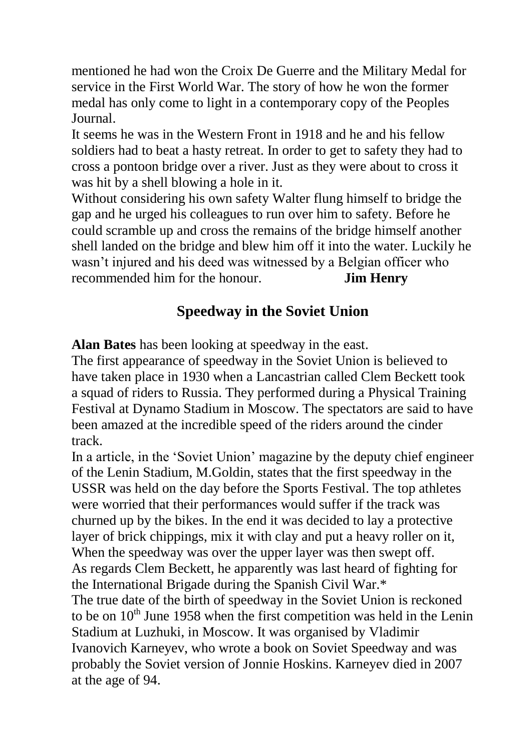mentioned he had won the Croix De Guerre and the Military Medal for service in the First World War. The story of how he won the former medal has only come to light in a contemporary copy of the Peoples Journal.

It seems he was in the Western Front in 1918 and he and his fellow soldiers had to beat a hasty retreat. In order to get to safety they had to cross a pontoon bridge over a river. Just as they were about to cross it was hit by a shell blowing a hole in it.

Without considering his own safety Walter flung himself to bridge the gap and he urged his colleagues to run over him to safety. Before he could scramble up and cross the remains of the bridge himself another shell landed on the bridge and blew him off it into the water. Luckily he wasn't injured and his deed was witnessed by a Belgian officer who recommended him for the honour. **Jim Henry**

## Speedway in the Soviet Union

**Alan Bates** has been looking at speedway in the east.

The first appearance of speedway in the Soviet Union is believed to have taken place in 1930 when a Lancastrian called Clem Beckett took a squad of riders to Russia. They performed during a Physical Training Festival at Dynamo Stadium in Moscow. The spectators are said to have been amazed at the incredible speed of the riders around the cinder track.

In a article, in the 'Soviet Union' magazine by the deputy chief engineer of the Lenin Stadium, M.Goldin, states that the first speedway in the USSR was held on the day before the Sports Festival. The top athletes were worried that their performances would suffer if the track was churned up by the bikes. In the end it was decided to lay a protective layer of brick chippings, mix it with clay and put a heavy roller on it, When the speedway was over the upper layer was then swept off.

As regards Clem Beckett, he apparently was last heard of fighting for the International Brigade during the Spanish Civil War.*

The true date of the birth of speedway in the Soviet Union is reckoned to be on 10th June 1958 when the first competition was held in the Lenin Stadium at Luzhuki, in Moscow. It was organised by Vladimir Ivanovich Karneyev, who wrote a book on Soviet Speedway and was probably the Soviet version of Jonnie Hoskins. Karneyev died in 2007 at the age of 94.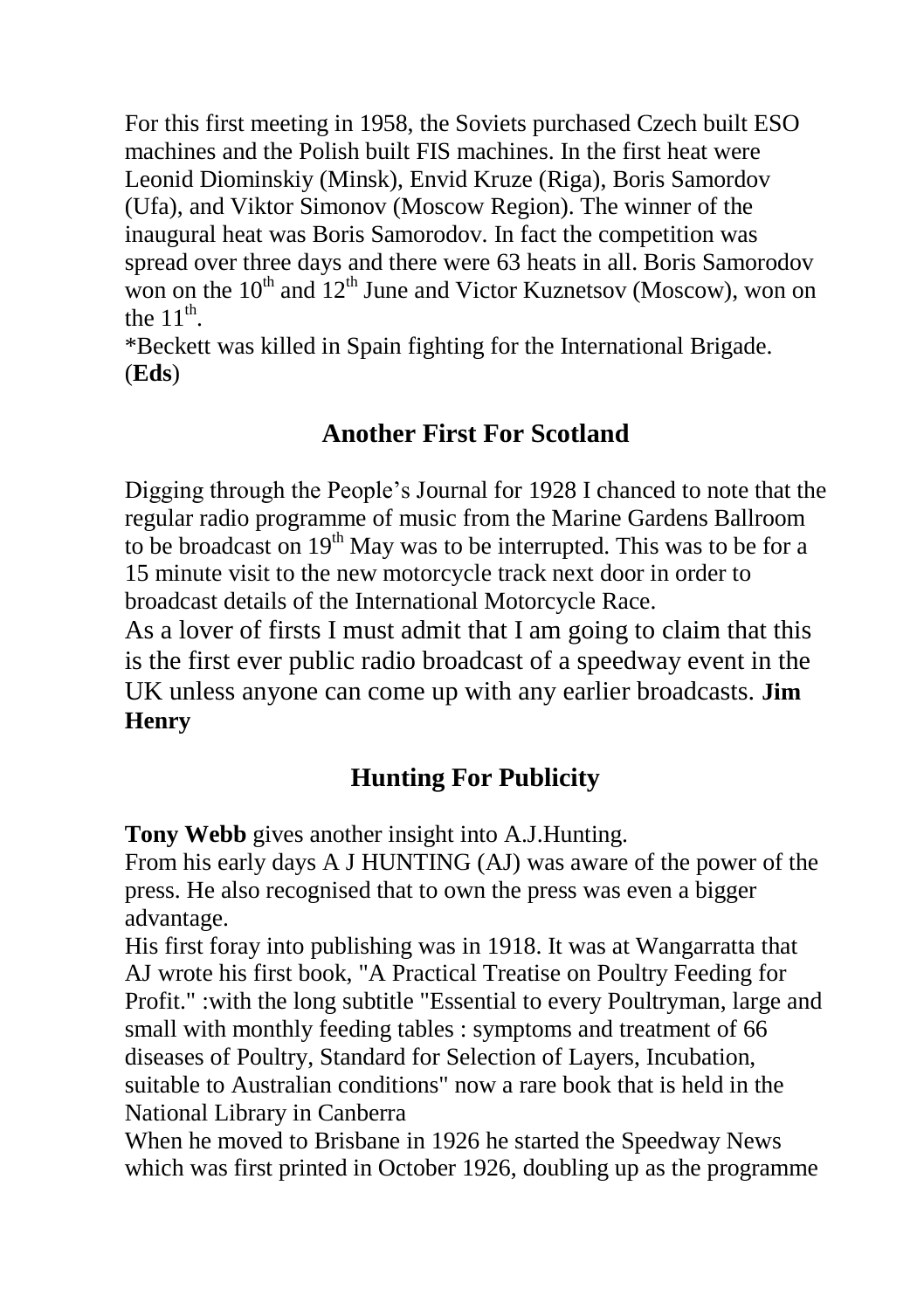For this first meeting in 1958, the Soviets purchased Czech built ESO machines and the Polish built FIS machines. In the first heat were Leonid Diominskiy (Minsk), Envid Kruze (Riga), Boris Samordov (Ufa), and Viktor Simonov (Moscow Region). The winner of the inaugural heat was Boris Samorodov. In fact the competition was spread over three days and there were 63 heats in all. Boris Samorodov won on the 10th and 12th June and Victor Kuznetsov (Moscow), won on the 11th.

*Beckett was killed in Spain fighting for the International Brigade. (**Eds**)

## Another First For Scotland

Digging through the People's Journal for 1928 I chanced to note that the regular radio programme of music from the Marine Gardens Ballroom to be broadcast on 19th May was to be interrupted. This was to be for a 15 minute visit to the new motorcycle track next door in order to broadcast details of the International Motorcycle Race.

As a lover of firsts I must admit that I am going to claim that this is the first ever public radio broadcast of a speedway event in the UK unless anyone can come up with any earlier broadcasts. **Jim Henry**

## Hunting For Publicity

**Tony Webb** gives another insight into A.J.Hunting.

From his early days A J HUNTING (AJ) was aware of the power of the press. He also recognised that to own the press was even a bigger advantage.

His first foray into publishing was in 1918. It was at Wangarratta that AJ wrote his first book, "A Practical Treatise on Poultry Feeding for Profit." :with the long subtitle "Essential to every Poultryman, large and small with monthly feeding tables : symptoms and treatment of 66 diseases of Poultry, Standard for Selection of Layers, Incubation, suitable to Australian conditions" now a rare book that is held in the National Library in Canberra

When he moved to Brisbane in 1926 he started the Speedway News which was first printed in October 1926, doubling up as the programme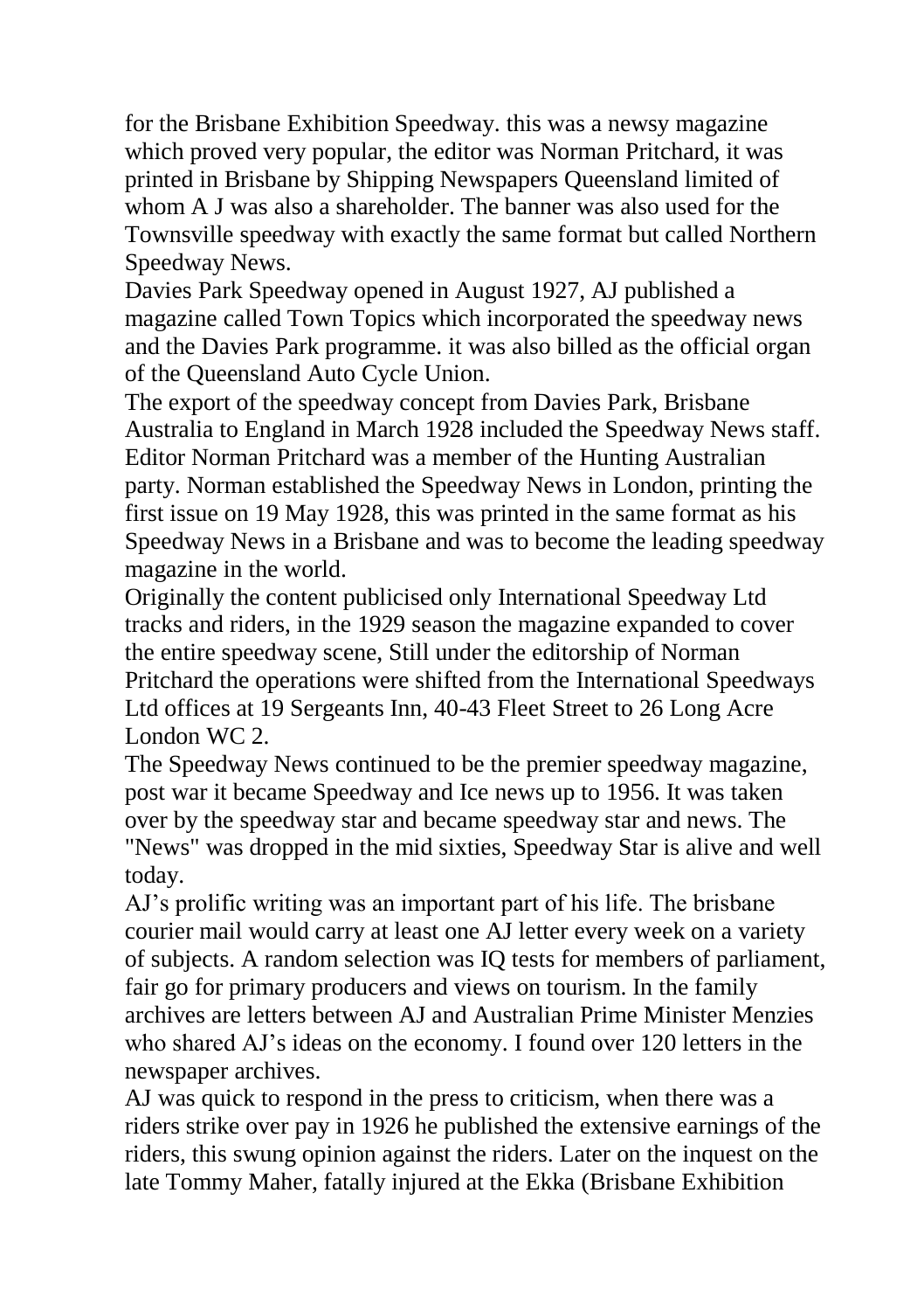for the Brisbane Exhibition Speedway. this was a newsy magazine which proved very popular, the editor was Norman Pritchard, it was printed in Brisbane by Shipping Newspapers Queensland limited of whom A J was also a shareholder. The banner was also used for the Townsville speedway with exactly the same format but called Northern Speedway News.

Davies Park Speedway opened in August 1927, AJ published a magazine called Town Topics which incorporated the speedway news and the Davies Park programme. it was also billed as the official organ of the Queensland Auto Cycle Union.

The export of the speedway concept from Davies Park, Brisbane Australia to England in March 1928 included the Speedway News staff. Editor Norman Pritchard was a member of the Hunting Australian party. Norman established the Speedway News in London, printing the first issue on 19 May 1928, this was printed in the same format as his Speedway News in a Brisbane and was to become the leading speedway magazine in the world.

Originally the content publicised only International Speedway Ltd tracks and riders, in the 1929 season the magazine expanded to cover the entire speedway scene, Still under the editorship of Norman Pritchard the operations were shifted from the International Speedways Ltd offices at 19 Sergeants Inn, 40-43 Fleet Street to 26 Long Acre London WC 2.

The Speedway News continued to be the premier speedway magazine, post war it became Speedway and Ice news up to 1956. It was taken over by the speedway star and became speedway star and news. The "News" was dropped in the mid sixties, Speedway Star is alive and well today.

AJ's prolific writing was an important part of his life. The brisbane courier mail would carry at least one AJ letter every week on a variety of subjects. A random selection was IQ tests for members of parliament, fair go for primary producers and views on tourism. In the family archives are letters between AJ and Australian Prime Minister Menzies who shared AJ's ideas on the economy. I found over 120 letters in the newspaper archives.

AJ was quick to respond in the press to criticism, when there was a riders strike over pay in 1926 he published the extensive earnings of the riders, this swung opinion against the riders. Later on the inquest on the late Tommy Maher, fatally injured at the Ekka (Brisbane Exhibition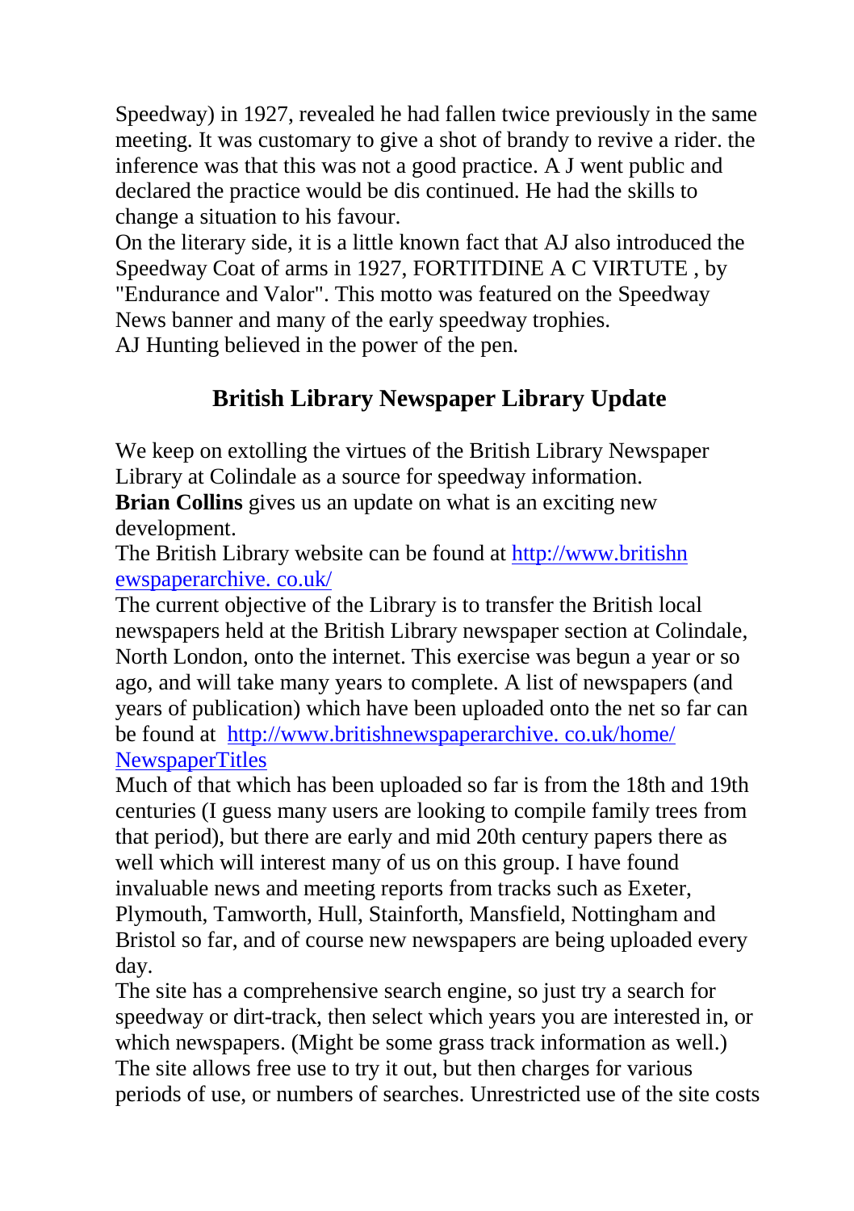Speedway) in 1927, revealed he had fallen twice previously in the same meeting. It was customary to give a shot of brandy to revive a rider. the inference was that this was not a good practice. A J went public and declared the practice would be dis continued. He had the skills to change a situation to his favour.

On the literary side, it is a little known fact that AJ also introduced the Speedway Coat of arms in 1927, FORTITDINE A C VIRTUTE , by "Endurance and Valor". This motto was featured on the Speedway News banner and many of the early speedway trophies.

AJ Hunting believed in the power of the pen.

## British Library Newspaper Library Update

We keep on extolling the virtues of the British Library Newspaper Library at Colindale as a source for speedway information.

**Brian Collins** gives us an update on what is an exciting new development.

The British Library website can be found at http://www.britishnewspaperarchive. co.uk/

The current objective of the Library is to transfer the British local newspapers held at the British Library newspaper section at Colindale, North London, onto the internet. This exercise was begun a year or so ago, and will take many years to complete. A list of newspapers (and years of publication) which have been uploaded onto the net so far can be found at http://www.britishnewspaperarchive. co.uk/home/NewspaperTitles

Much of that which has been uploaded so far is from the 18th and 19th centuries (I guess many users are looking to compile family trees from that period), but there are early and mid 20th century papers there as well which will interest many of us on this group. I have found invaluable news and meeting reports from tracks such as Exeter, Plymouth, Tamworth, Hull, Stainforth, Mansfield, Nottingham and Bristol so far, and of course new newspapers are being uploaded every day.

The site has a comprehensive search engine, so just try a search for speedway or dirt-track, then select which years you are interested in, or which newspapers. (Might be some grass track information as well.)

The site allows free use to try it out, but then charges for various periods of use, or numbers of searches. Unrestricted use of the site costs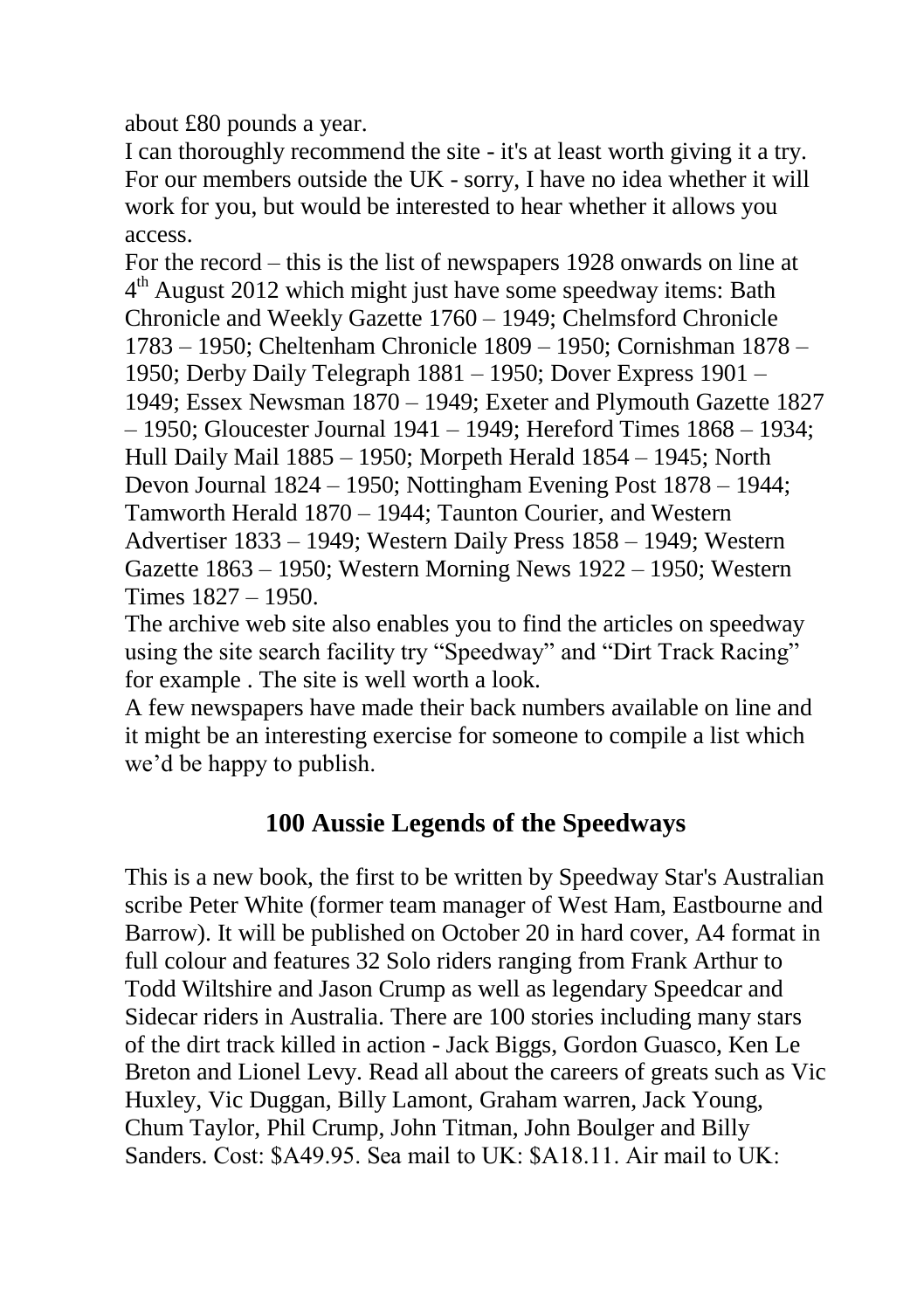about £80 pounds a year.

I can thoroughly recommend the site - it's at least worth giving it a try. For our members outside the UK - sorry, I have no idea whether it will work for you, but would be interested to hear whether it allows you access.

For the record – this is the list of newspapers 1928 onwards on line at 4th August 2012 which might just have some speedway items: Bath Chronicle and Weekly Gazette 1760 – 1949; Chelmsford Chronicle 1783 – 1950; Cheltenham Chronicle 1809 – 1950; Cornishman 1878 – 1950; Derby Daily Telegraph 1881 – 1950; Dover Express 1901 – 1949; Essex Newsman 1870 – 1949; Exeter and Plymouth Gazette 1827 – 1950; Gloucester Journal 1941 – 1949; Hereford Times 1868 – 1934; Hull Daily Mail 1885 – 1950; Morpeth Herald 1854 – 1945; North Devon Journal 1824 – 1950; Nottingham Evening Post 1878 – 1944; Tamworth Herald 1870 – 1944; Taunton Courier, and Western Advertiser 1833 – 1949; Western Daily Press 1858 – 1949; Western Gazette 1863 – 1950; Western Morning News 1922 – 1950; Western Times 1827 – 1950.

The archive web site also enables you to find the articles on speedway using the site search facility try "Speedway" and "Dirt Track Racing" for example . The site is well worth a look.

A few newspapers have made their back numbers available on line and it might be an interesting exercise for someone to compile a list which we'd be happy to publish.

## 100 Aussie Legends of the Speedways

This is a new book, the first to be written by Speedway Star's Australian scribe Peter White (former team manager of West Ham, Eastbourne and Barrow). It will be published on October 20 in hard cover, A4 format in full colour and features 32 Solo riders ranging from Frank Arthur to Todd Wiltshire and Jason Crump as well as legendary Speedcar and Sidecar riders in Australia. There are 100 stories including many stars of the dirt track killed in action - Jack Biggs, Gordon Guasco, Ken Le Breton and Lionel Levy. Read all about the careers of greats such as Vic Huxley, Vic Duggan, Billy Lamont, Graham warren, Jack Young, Chum Taylor, Phil Crump, John Titman, John Boulger and Billy Sanders. Cost: $A49.95. Sea mail to UK: $A18.11. Air mail to UK: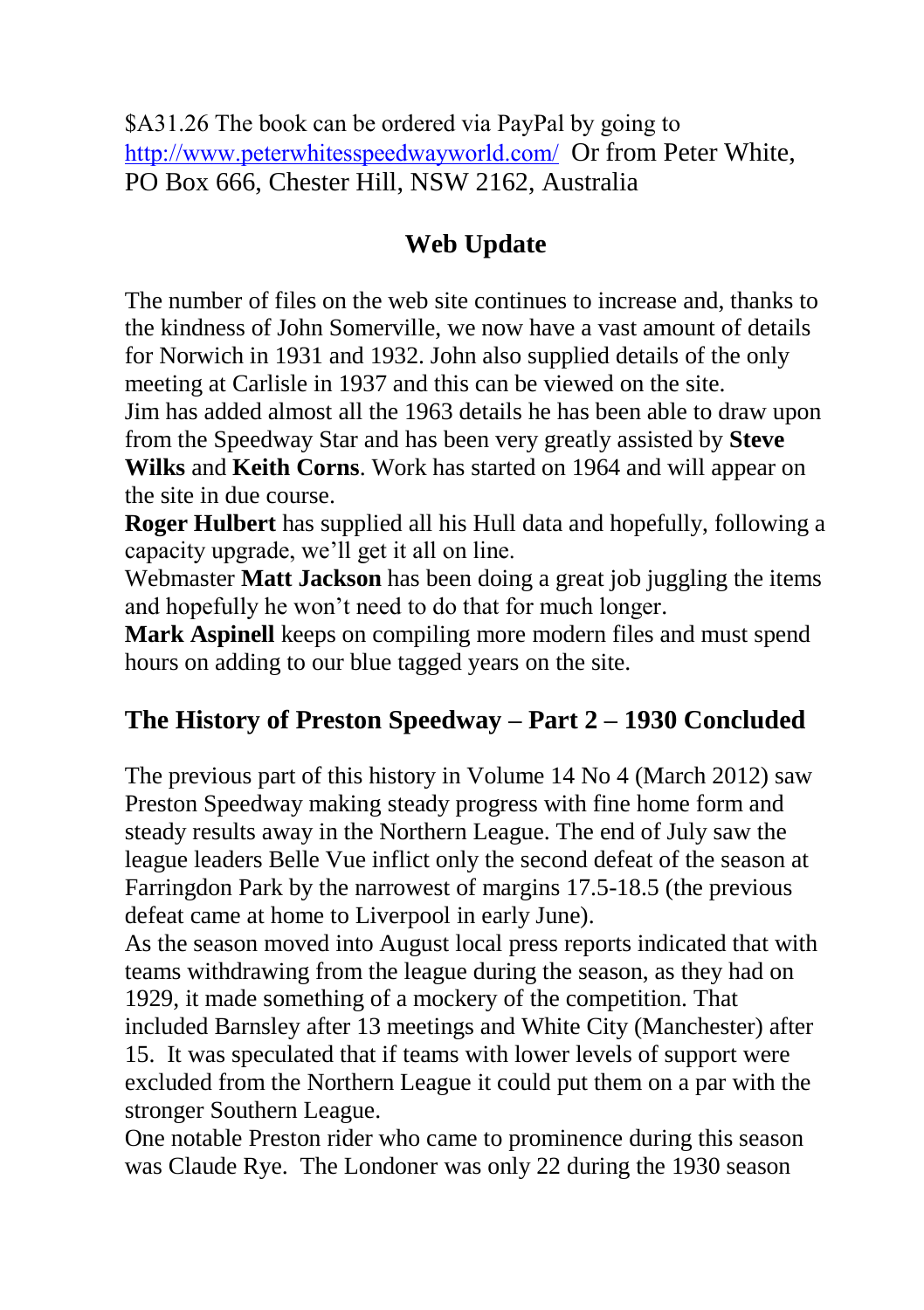$A31.26 The book can be ordered via PayPal by going to http://www.peterwhitesspeedwayworld.com/ Or from Peter White, PO Box 666, Chester Hill, NSW 2162, Australia

## Web Update

The number of files on the web site continues to increase and, thanks to the kindness of John Somerville, we now have a vast amount of details for Norwich in 1931 and 1932. John also supplied details of the only meeting at Carlisle in 1937 and this can be viewed on the site.
Jim has added almost all the 1963 details he has been able to draw upon from the Speedway Star and has been very greatly assisted by **Steve Wilks** and **Keith Corns**. Work has started on 1964 and will appear on the site in due course.
**Roger Hulbert** has supplied all his Hull data and hopefully, following a capacity upgrade, we'll get it all on line.
Webmaster **Matt Jackson** has been doing a great job juggling the items and hopefully he won't need to do that for much longer.
**Mark Aspinell** keeps on compiling more modern files and must spend hours on adding to our blue tagged years on the site.

## The History of Preston Speedway – Part 2 – 1930 Concluded

The previous part of this history in Volume 14 No 4 (March 2012) saw Preston Speedway making steady progress with fine home form and steady results away in the Northern League. The end of July saw the league leaders Belle Vue inflict only the second defeat of the season at Farringdon Park by the narrowest of margins 17.5-18.5 (the previous defeat came at home to Liverpool in early June).
As the season moved into August local press reports indicated that with teams withdrawing from the league during the season, as they had on 1929, it made something of a mockery of the competition. That included Barnsley after 13 meetings and White City (Manchester) after 15. It was speculated that if teams with lower levels of support were excluded from the Northern League it could put them on a par with the stronger Southern League.
One notable Preston rider who came to prominence during this season was Claude Rye. The Londoner was only 22 during the 1930 season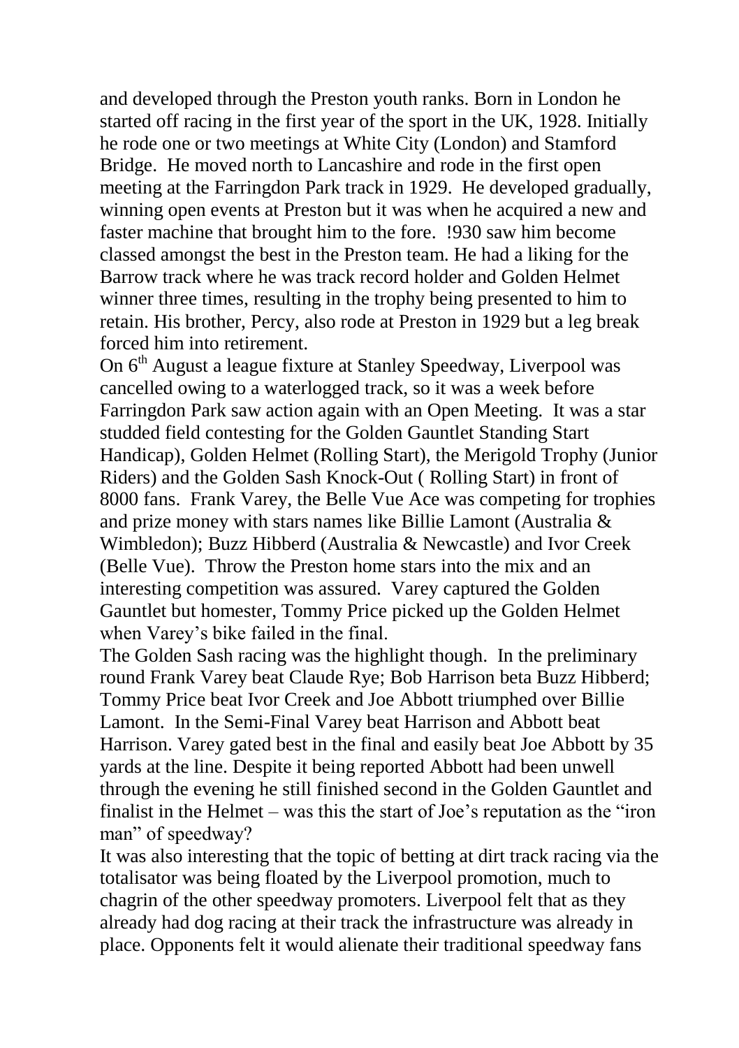and developed through the Preston youth ranks. Born in London he started off racing in the first year of the sport in the UK, 1928. Initially he rode one or two meetings at White City (London) and Stamford Bridge. He moved north to Lancashire and rode in the first open meeting at the Farringdon Park track in 1929. He developed gradually, winning open events at Preston but it was when he acquired a new and faster machine that brought him to the fore. !930 saw him become classed amongst the best in the Preston team. He had a liking for the Barrow track where he was track record holder and Golden Helmet winner three times, resulting in the trophy being presented to him to retain. His brother, Percy, also rode at Preston in 1929 but a leg break forced him into retirement.

On 6th August a league fixture at Stanley Speedway, Liverpool was cancelled owing to a waterlogged track, so it was a week before Farringdon Park saw action again with an Open Meeting. It was a star studded field contesting for the Golden Gauntlet Standing Start Handicap), Golden Helmet (Rolling Start), the Merigold Trophy (Junior Riders) and the Golden Sash Knock-Out ( Rolling Start) in front of 8000 fans. Frank Varey, the Belle Vue Ace was competing for trophies and prize money with stars names like Billie Lamont (Australia & Wimbledon); Buzz Hibberd (Australia & Newcastle) and Ivor Creek (Belle Vue). Throw the Preston home stars into the mix and an interesting competition was assured. Varey captured the Golden Gauntlet but homester, Tommy Price picked up the Golden Helmet when Varey's bike failed in the final.

The Golden Sash racing was the highlight though. In the preliminary round Frank Varey beat Claude Rye; Bob Harrison beta Buzz Hibberd; Tommy Price beat Ivor Creek and Joe Abbott triumphed over Billie Lamont. In the Semi-Final Varey beat Harrison and Abbott beat Harrison. Varey gated best in the final and easily beat Joe Abbott by 35 yards at the line. Despite it being reported Abbott had been unwell through the evening he still finished second in the Golden Gauntlet and finalist in the Helmet – was this the start of Joe's reputation as the "iron man" of speedway?

It was also interesting that the topic of betting at dirt track racing via the totalisator was being floated by the Liverpool promotion, much to chagrin of the other speedway promoters. Liverpool felt that as they already had dog racing at their track the infrastructure was already in place. Opponents felt it would alienate their traditional speedway fans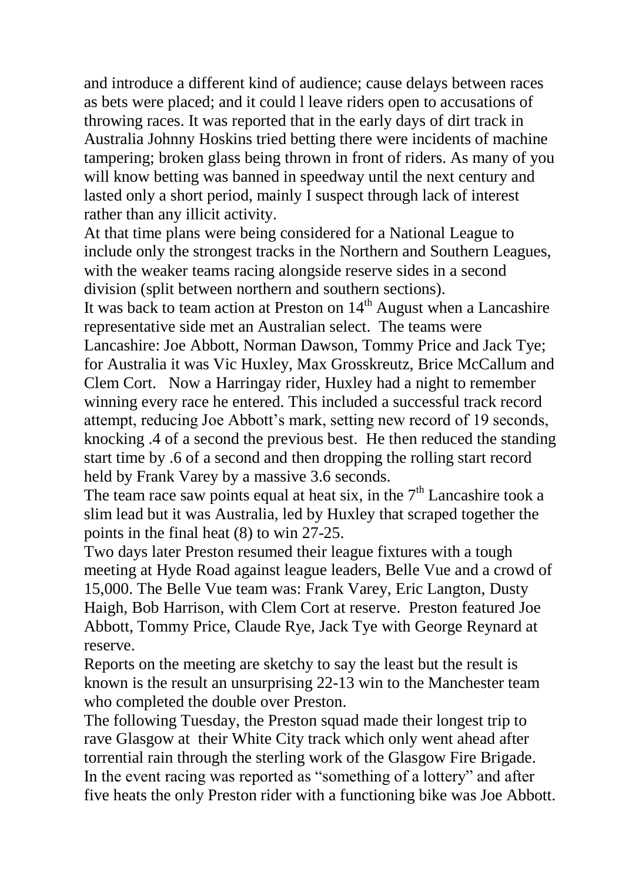and introduce a different kind of audience; cause delays between races as bets were placed; and it could l leave riders open to accusations of throwing races. It was reported that in the early days of dirt track in Australia Johnny Hoskins tried betting there were incidents of machine tampering; broken glass being thrown in front of riders. As many of you will know betting was banned in speedway until the next century and lasted only a short period, mainly I suspect through lack of interest rather than any illicit activity.

At that time plans were being considered for a National League to include only the strongest tracks in the Northern and Southern Leagues, with the weaker teams racing alongside reserve sides in a second division (split between northern and southern sections).

It was back to team action at Preston on 14th August when a Lancashire representative side met an Australian select. The teams were Lancashire: Joe Abbott, Norman Dawson, Tommy Price and Jack Tye; for Australia it was Vic Huxley, Max Grosskreutz, Brice McCallum and Clem Cort. Now a Harringay rider, Huxley had a night to remember winning every race he entered. This included a successful track record attempt, reducing Joe Abbott's mark, setting new record of 19 seconds, knocking .4 of a second the previous best. He then reduced the standing start time by .6 of a second and then dropping the rolling start record held by Frank Varey by a massive 3.6 seconds.

The team race saw points equal at heat six, in the 7th Lancashire took a slim lead but it was Australia, led by Huxley that scraped together the points in the final heat (8) to win 27-25.

Two days later Preston resumed their league fixtures with a tough meeting at Hyde Road against league leaders, Belle Vue and a crowd of 15,000. The Belle Vue team was: Frank Varey, Eric Langton, Dusty Haigh, Bob Harrison, with Clem Cort at reserve. Preston featured Joe Abbott, Tommy Price, Claude Rye, Jack Tye with George Reynard at reserve.

Reports on the meeting are sketchy to say the least but the result is known is the result an unsurprising 22-13 win to the Manchester team who completed the double over Preston.

The following Tuesday, the Preston squad made their longest trip to rave Glasgow at their White City track which only went ahead after torrential rain through the sterling work of the Glasgow Fire Brigade. In the event racing was reported as "something of a lottery" and after five heats the only Preston rider with a functioning bike was Joe Abbott.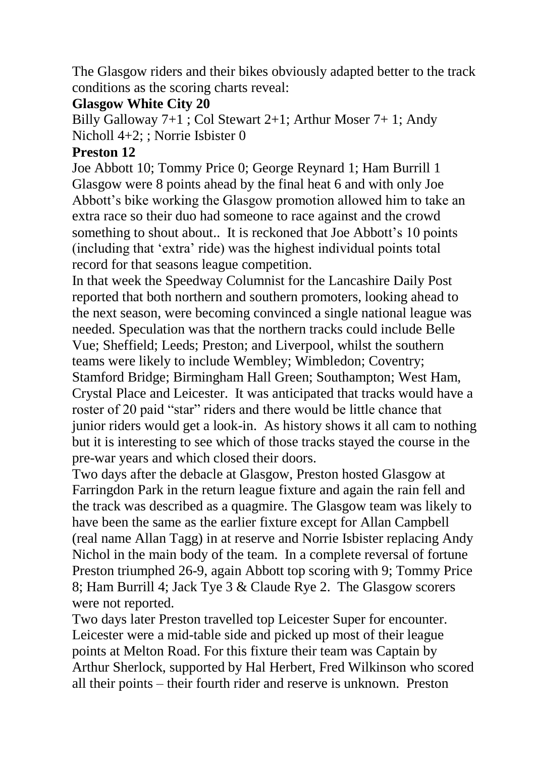The Glasgow riders and their bikes obviously adapted better to the track conditions as the scoring charts reveal:

**Glasgow White City 20**

Billy Galloway 7+1 ; Col Stewart 2+1; Arthur Moser 7+ 1; Andy Nicholl 4+2; ; Norrie Isbister 0

**Preston 12**

Joe Abbott 10; Tommy Price 0; George Reynard 1; Ham Burrill 1

Glasgow were 8 points ahead by the final heat 6 and with only Joe Abbott's bike working the Glasgow promotion allowed him to take an extra race so their duo had someone to race against and the crowd something to shout about.. It is reckoned that Joe Abbott's 10 points (including that 'extra' ride) was the highest individual points total record for that seasons league competition.

In that week the Speedway Columnist for the Lancashire Daily Post reported that both northern and southern promoters, looking ahead to the next season, were becoming convinced a single national league was needed. Speculation was that the northern tracks could include Belle Vue; Sheffield; Leeds; Preston; and Liverpool, whilst the southern teams were likely to include Wembley; Wimbledon; Coventry; Stamford Bridge; Birmingham Hall Green; Southampton; West Ham, Crystal Place and Leicester. It was anticipated that tracks would have a roster of 20 paid "star" riders and there would be little chance that junior riders would get a look-in. As history shows it all cam to nothing but it is interesting to see which of those tracks stayed the course in the pre-war years and which closed their doors.

Two days after the debacle at Glasgow, Preston hosted Glasgow at Farringdon Park in the return league fixture and again the rain fell and the track was described as a quagmire. The Glasgow team was likely to have been the same as the earlier fixture except for Allan Campbell (real name Allan Tagg) in at reserve and Norrie Isbister replacing Andy Nichol in the main body of the team. In a complete reversal of fortune Preston triumphed 26-9, again Abbott top scoring with 9; Tommy Price 8; Ham Burrill 4; Jack Tye 3 & Claude Rye 2. The Glasgow scorers were not reported.

Two days later Preston travelled top Leicester Super for encounter. Leicester were a mid-table side and picked up most of their league points at Melton Road. For this fixture their team was Captain by Arthur Sherlock, supported by Hal Herbert, Fred Wilkinson who scored all their points – their fourth rider and reserve is unknown. Preston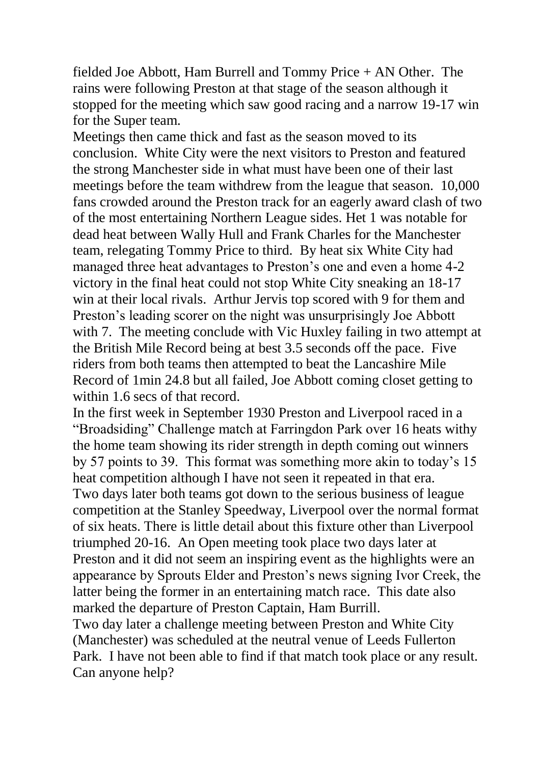fielded Joe Abbott, Ham Burrell and Tommy Price + AN Other. The rains were following Preston at that stage of the season although it stopped for the meeting which saw good racing and a narrow 19-17 win for the Super team.

Meetings then came thick and fast as the season moved to its conclusion. White City were the next visitors to Preston and featured the strong Manchester side in what must have been one of their last meetings before the team withdrew from the league that season. 10,000 fans crowded around the Preston track for an eagerly award clash of two of the most entertaining Northern League sides. Het 1 was notable for dead heat between Wally Hull and Frank Charles for the Manchester team, relegating Tommy Price to third. By heat six White City had managed three heat advantages to Preston's one and even a home 4-2 victory in the final heat could not stop White City sneaking an 18-17 win at their local rivals. Arthur Jervis top scored with 9 for them and Preston's leading scorer on the night was unsurprisingly Joe Abbott with 7. The meeting conclude with Vic Huxley failing in two attempt at the British Mile Record being at best 3.5 seconds off the pace. Five riders from both teams then attempted to beat the Lancashire Mile Record of 1min 24.8 but all failed, Joe Abbott coming closet getting to within 1.6 secs of that record.

In the first week in September 1930 Preston and Liverpool raced in a "Broadsiding" Challenge match at Farringdon Park over 16 heats withy the home team showing its rider strength in depth coming out winners by 57 points to 39. This format was something more akin to today's 15 heat competition although I have not seen it repeated in that era.

Two days later both teams got down to the serious business of league competition at the Stanley Speedway, Liverpool over the normal format of six heats. There is little detail about this fixture other than Liverpool triumphed 20-16. An Open meeting took place two days later at Preston and it did not seem an inspiring event as the highlights were an appearance by Sprouts Elder and Preston's news signing Ivor Creek, the latter being the former in an entertaining match race. This date also marked the departure of Preston Captain, Ham Burrill.

Two day later a challenge meeting between Preston and White City (Manchester) was scheduled at the neutral venue of Leeds Fullerton Park. I have not been able to find if that match took place or any result. Can anyone help?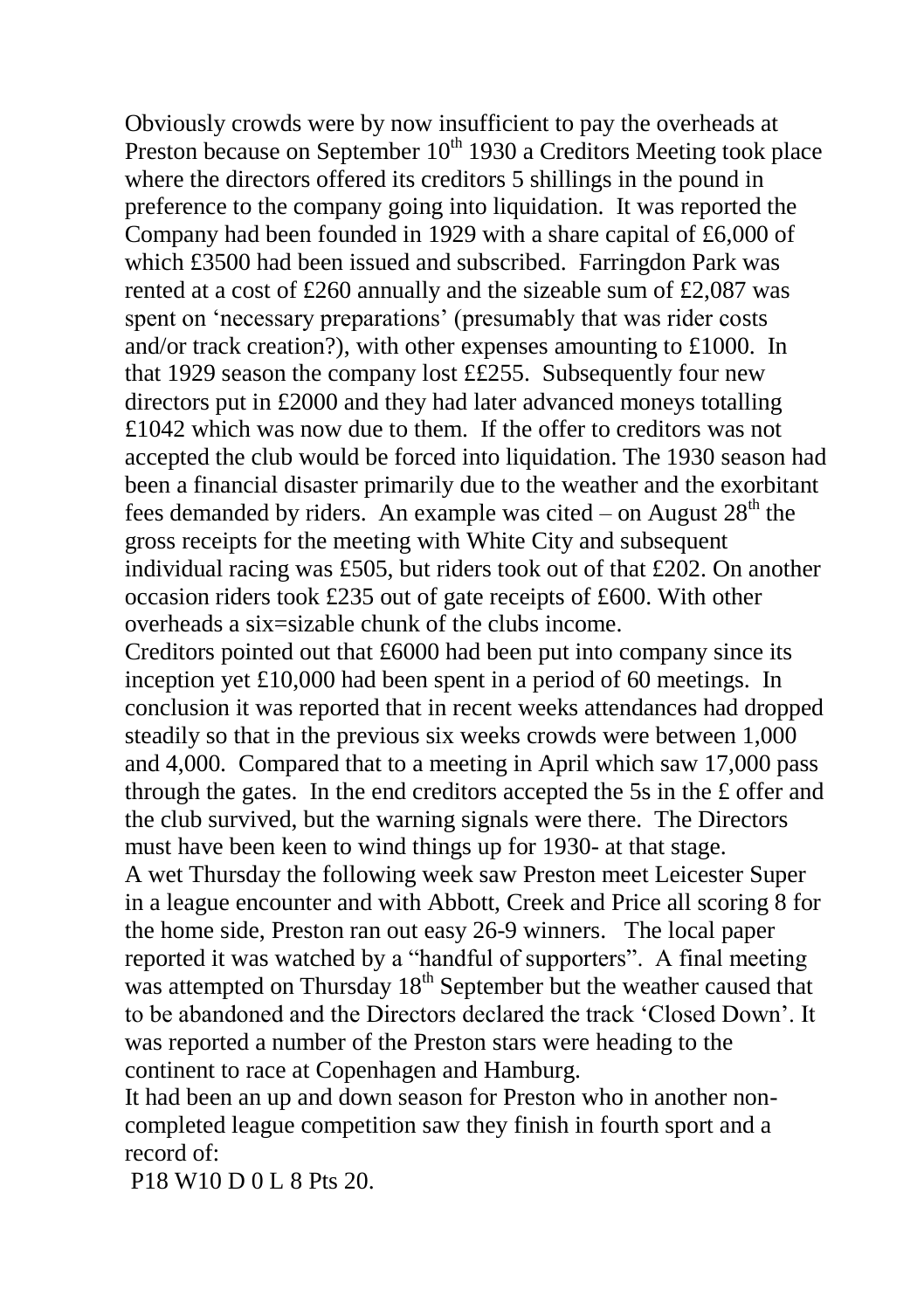Obviously crowds were by now insufficient to pay the overheads at Preston because on September 10th 1930 a Creditors Meeting took place where the directors offered its creditors 5 shillings in the pound in preference to the company going into liquidation. It was reported the Company had been founded in 1929 with a share capital of £6,000 of which £3500 had been issued and subscribed. Farringdon Park was rented at a cost of £260 annually and the sizeable sum of £2,087 was spent on 'necessary preparations' (presumably that was rider costs and/or track creation?), with other expenses amounting to £1000. In that 1929 season the company lost ££255. Subsequently four new directors put in £2000 and they had later advanced moneys totalling £1042 which was now due to them. If the offer to creditors was not accepted the club would be forced into liquidation. The 1930 season had been a financial disaster primarily due to the weather and the exorbitant fees demanded by riders. An example was cited – on August 28th the gross receipts for the meeting with White City and subsequent individual racing was £505, but riders took out of that £202. On another occasion riders took £235 out of gate receipts of £600. With other overheads a six=sizable chunk of the clubs income.

Creditors pointed out that £6000 had been put into company since its inception yet £10,000 had been spent in a period of 60 meetings. In conclusion it was reported that in recent weeks attendances had dropped steadily so that in the previous six weeks crowds were between 1,000 and 4,000. Compared that to a meeting in April which saw 17,000 pass through the gates. In the end creditors accepted the 5s in the £ offer and the club survived, but the warning signals were there. The Directors must have been keen to wind things up for 1930- at that stage.

A wet Thursday the following week saw Preston meet Leicester Super in a league encounter and with Abbott, Creek and Price all scoring 8 for the home side, Preston ran out easy 26-9 winners. The local paper reported it was watched by a "handful of supporters". A final meeting was attempted on Thursday 18th September but the weather caused that to be abandoned and the Directors declared the track 'Closed Down'. It was reported a number of the Preston stars were heading to the continent to race at Copenhagen and Hamburg.

It had been an up and down season for Preston who in another non-completed league competition saw they finish in fourth sport and a record of:

P18 W10 D 0 L 8 Pts 20.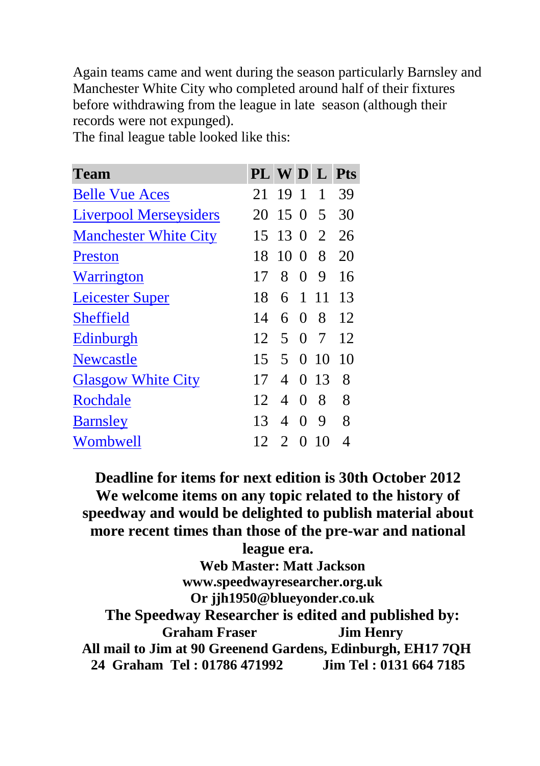Again teams came and went during the season particularly Barnsley and Manchester White City who completed around half of their fixtures before withdrawing from the league in late season (although their records were not expunged).
The final league table looked like this:

| Team | PL | W | D | L | Pts |
|---|---|---|---|---|---|
| Belle Vue Aces | 21 | 19 | 1 | 1 | 39 |
| Liverpool Merseysiders | 20 | 15 | 0 | 5 | 30 |
| Manchester White City | 15 | 13 | 0 | 2 | 26 |
| Preston | 18 | 10 | 0 | 8 | 20 |
| Warrington | 17 | 8 | 0 | 9 | 16 |
| Leicester Super | 18 | 6 | 1 | 11 | 13 |
| Sheffield | 14 | 6 | 0 | 8 | 12 |
| Edinburgh | 12 | 5 | 0 | 7 | 12 |
| Newcastle | 15 | 5 | 0 | 10 | 10 |
| Glasgow White City | 17 | 4 | 0 | 13 | 8 |
| Rochdale | 12 | 4 | 0 | 8 | 8 |
| Barnsley | 13 | 4 | 0 | 9 | 8 |
| Wombwell | 12 | 2 | 0 | 10 | 4 |

**Deadline for items for next edition is 30th October 2012**
**We welcome items on any topic related to the history of speedway and would be delighted to publish material about more recent times than those of the pre-war and national league era.**

**Web Master: Matt Jackson**
**www.speedwayresearcher.org.uk**
**Or jjh1950@blueyonder.co.uk**

**The Speedway Researcher is edited and published by:**
**Graham Fraser Jim Henry**
**All mail to Jim at 90 Greenend Gardens, Edinburgh, EH17 7QH**
**24 Graham Tel : 01786 471992 Jim Tel : 0131 664 7185**